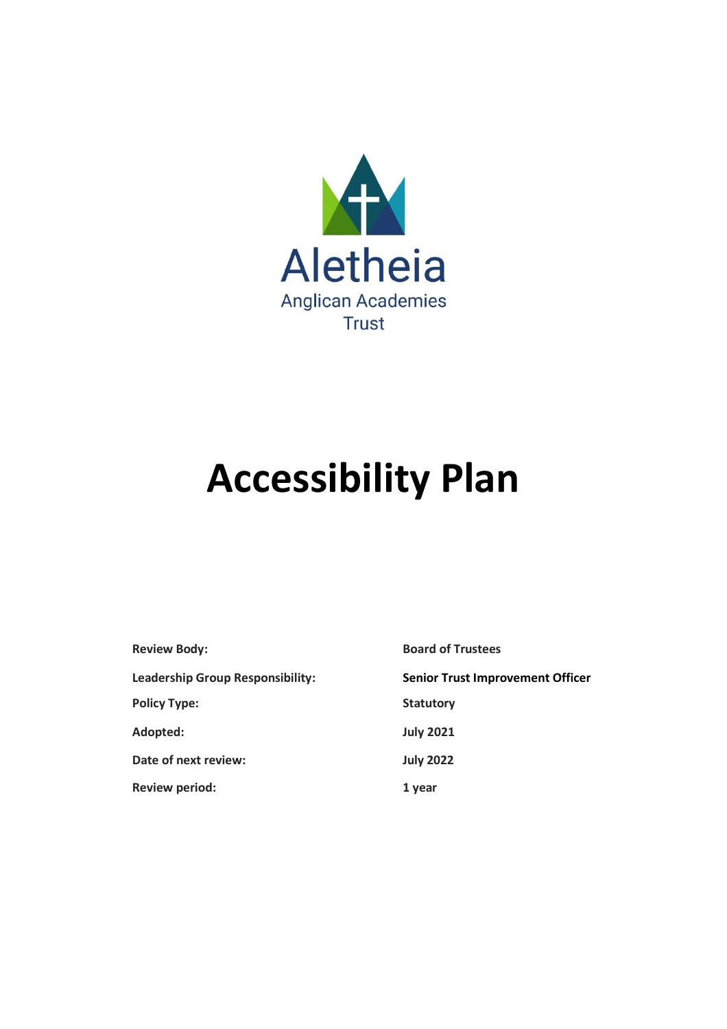Aletheia
Anglican Academies
Trust

# Accessibility Plan

| | |
|---|---|
| **Review Body:** | **Board of Trustees** |
| **Leadership Group Responsibility:** | **Senior Trust Improvement Officer** |
| **Policy Type:** | **Statutory** |
| **Adopted:** | **July 2021** |
| **Date of next review:** | **July 2022** |
| **Review period:** | **1 year** |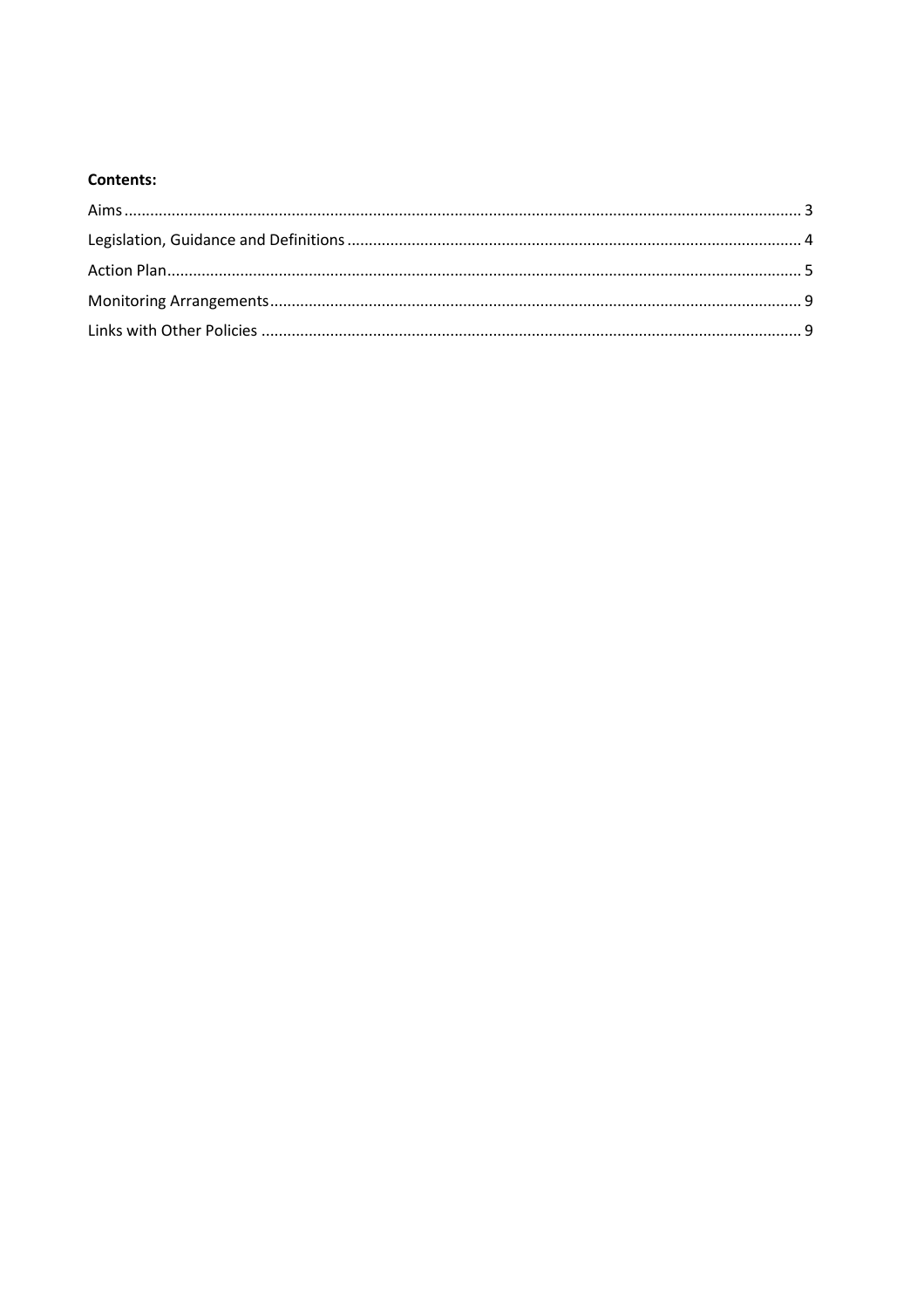**Contents:**

Aims ........................................................................................................................................................ 3
Legislation, Guidance and Definitions ....................................................................................................... 4
Action Plan ................................................................................................................................................ 5
Monitoring Arrangements ......................................................................................................................... 9
Links with Other Policies ........................................................................................................................... 9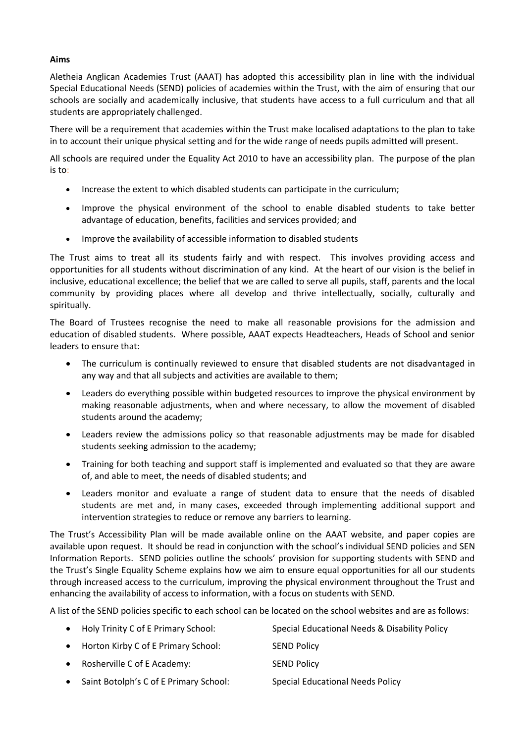**Aims**

Aletheia Anglican Academies Trust (AAAT) has adopted this accessibility plan in line with the individual Special Educational Needs (SEND) policies of academies within the Trust, with the aim of ensuring that our schools are socially and academically inclusive, that students have access to a full curriculum and that all students are appropriately challenged.

There will be a requirement that academies within the Trust make localised adaptations to the plan to take in to account their unique physical setting and for the wide range of needs pupils admitted will present.

All schools are required under the Equality Act 2010 to have an accessibility plan. The purpose of the plan is to:

- Increase the extent to which disabled students can participate in the curriculum;
- Improve the physical environment of the school to enable disabled students to take better advantage of education, benefits, facilities and services provided; and
- Improve the availability of accessible information to disabled students

The Trust aims to treat all its students fairly and with respect. This involves providing access and opportunities for all students without discrimination of any kind. At the heart of our vision is the belief in inclusive, educational excellence; the belief that we are called to serve all pupils, staff, parents and the local community by providing places where all develop and thrive intellectually, socially, culturally and spiritually.

The Board of Trustees recognise the need to make all reasonable provisions for the admission and education of disabled students. Where possible, AAAT expects Headteachers, Heads of School and senior leaders to ensure that:

- The curriculum is continually reviewed to ensure that disabled students are not disadvantaged in any way and that all subjects and activities are available to them;
- Leaders do everything possible within budgeted resources to improve the physical environment by making reasonable adjustments, when and where necessary, to allow the movement of disabled students around the academy;
- Leaders review the admissions policy so that reasonable adjustments may be made for disabled students seeking admission to the academy;
- Training for both teaching and support staff is implemented and evaluated so that they are aware of, and able to meet, the needs of disabled students; and
- Leaders monitor and evaluate a range of student data to ensure that the needs of disabled students are met and, in many cases, exceeded through implementing additional support and intervention strategies to reduce or remove any barriers to learning.

The Trust's Accessibility Plan will be made available online on the AAAT website, and paper copies are available upon request. It should be read in conjunction with the school's individual SEND policies and SEN Information Reports. SEND policies outline the schools' provision for supporting students with SEND and the Trust's Single Equality Scheme explains how we aim to ensure equal opportunities for all our students through increased access to the curriculum, improving the physical environment throughout the Trust and enhancing the availability of access to information, with a focus on students with SEND.

A list of the SEND policies specific to each school can be located on the school websites and are as follows:

- Holy Trinity C of E Primary School: Special Educational Needs & Disability Policy
- Horton Kirby C of E Primary School: SEND Policy
- Rosherville C of E Academy: SEND Policy
- Saint Botolph's C of E Primary School: Special Educational Needs Policy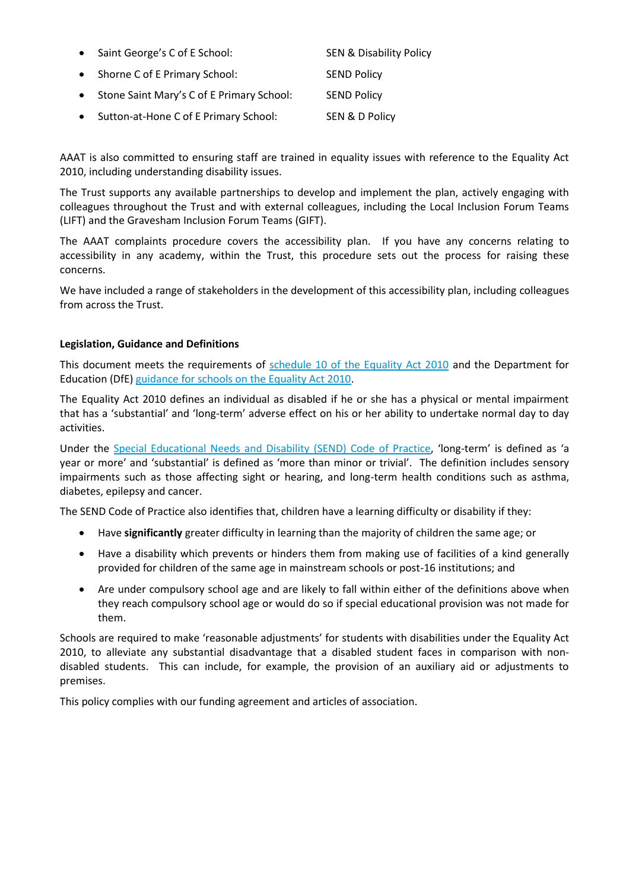- Saint George's C of E School: SEN & Disability Policy
- Shorne C of E Primary School: SEND Policy
- Stone Saint Mary's C of E Primary School: SEND Policy
- Sutton-at-Hone C of E Primary School: SEN & D Policy

AAAT is also committed to ensuring staff are trained in equality issues with reference to the Equality Act 2010, including understanding disability issues.

The Trust supports any available partnerships to develop and implement the plan, actively engaging with colleagues throughout the Trust and with external colleagues, including the Local Inclusion Forum Teams (LIFT) and the Gravesham Inclusion Forum Teams (GIFT).

The AAAT complaints procedure covers the accessibility plan. If you have any concerns relating to accessibility in any academy, within the Trust, this procedure sets out the process for raising these concerns.

We have included a range of stakeholders in the development of this accessibility plan, including colleagues from across the Trust.

**Legislation, Guidance and Definitions**

This document meets the requirements of schedule 10 of the Equality Act 2010 and the Department for Education (DfE) guidance for schools on the Equality Act 2010.

The Equality Act 2010 defines an individual as disabled if he or she has a physical or mental impairment that has a 'substantial' and 'long-term' adverse effect on his or her ability to undertake normal day to day activities.

Under the Special Educational Needs and Disability (SEND) Code of Practice, 'long-term' is defined as 'a year or more' and 'substantial' is defined as 'more than minor or trivial'. The definition includes sensory impairments such as those affecting sight or hearing, and long-term health conditions such as asthma, diabetes, epilepsy and cancer.

The SEND Code of Practice also identifies that, children have a learning difficulty or disability if they:

- Have **significantly** greater difficulty in learning than the majority of children the same age; or
- Have a disability which prevents or hinders them from making use of facilities of a kind generally provided for children of the same age in mainstream schools or post-16 institutions; and
- Are under compulsory school age and are likely to fall within either of the definitions above when they reach compulsory school age or would do so if special educational provision was not made for them.

Schools are required to make 'reasonable adjustments' for students with disabilities under the Equality Act 2010, to alleviate any substantial disadvantage that a disabled student faces in comparison with non-disabled students. This can include, for example, the provision of an auxiliary aid or adjustments to premises.

This policy complies with our funding agreement and articles of association.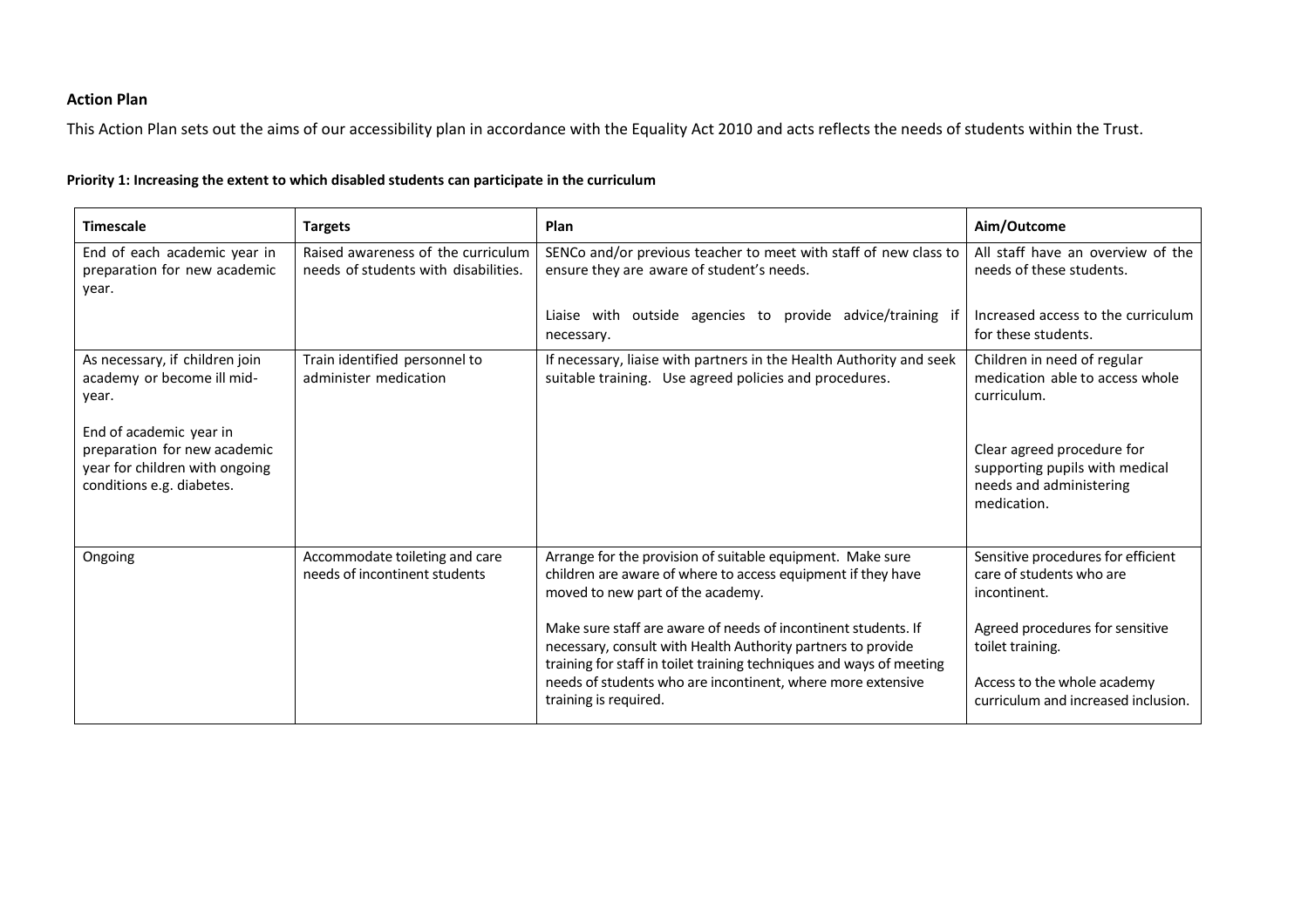**Action Plan**

This Action Plan sets out the aims of our accessibility plan in accordance with the Equality Act 2010 and acts reflects the needs of students within the Trust.

**Priority 1: Increasing the extent to which disabled students can participate in the curriculum**

| Timescale | Targets | Plan | Aim/Outcome |
|---|---|---|---|
| End of each academic year in preparation for new academic year. | Raised awareness of the curriculum needs of students with disabilities. | SENCo and/or previous teacher to meet with staff of new class to ensure they are aware of student's needs.<br><br>Liaise with outside agencies to provide advice/training if necessary. | All staff have an overview of the needs of these students.<br><br>Increased access to the curriculum for these students. |
| As necessary, if children join academy or become ill mid-year.<br><br>End of academic year in preparation for new academic year for children with ongoing conditions e.g. diabetes. | Train identified personnel to administer medication | If necessary, liaise with partners in the Health Authority and seek suitable training. Use agreed policies and procedures. | Children in need of regular medication able to access whole curriculum.<br><br>Clear agreed procedure for supporting pupils with medical needs and administering medication. |
| Ongoing | Accommodate toileting and care needs of incontinent students | Arrange for the provision of suitable equipment. Make sure children are aware of where to access equipment if they have moved to new part of the academy.<br><br>Make sure staff are aware of needs of incontinent students. If necessary, consult with Health Authority partners to provide training for staff in toilet training techniques and ways of meeting needs of students who are incontinent, where more extensive training is required. | Sensitive procedures for efficient care of students who are incontinent.<br><br>Agreed procedures for sensitive toilet training.<br><br>Access to the whole academy curriculum and increased inclusion. |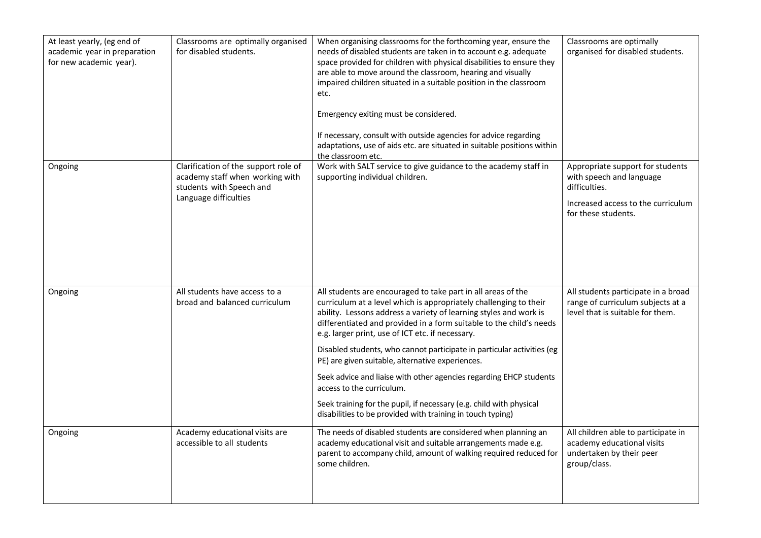| At least yearly, (eg end of academic year in preparation for new academic year). | Classrooms are optimally organised for disabled students. | When organising classrooms for the forthcoming year, ensure the needs of disabled students are taken in to account e.g. adequate space provided for children with physical disabilities to ensure they are able to move around the classroom, hearing and visually impaired children situated in a suitable position in the classroom etc.<br><br>Emergency exiting must be considered.<br><br>If necessary, consult with outside agencies for advice regarding adaptations, use of aids etc. are situated in suitable positions within the classroom etc. | Classrooms are optimally organised for disabled students. |
|---|---|---|---|
| Ongoing | Clarification of the support role of academy staff when working with students with Speech and Language difficulties | Work with SALT service to give guidance to the academy staff in supporting individual children. | Appropriate support for students with speech and language difficulties.<br><br>Increased access to the curriculum for these students. |
| Ongoing | All students have access to a broad and balanced curriculum | All students are encouraged to take part in all areas of the curriculum at a level which is appropriately challenging to their ability. Lessons address a variety of learning styles and work is differentiated and provided in a form suitable to the child's needs e.g. larger print, use of ICT etc. if necessary.<br><br>Disabled students, who cannot participate in particular activities (eg PE) are given suitable, alternative experiences.<br><br>Seek advice and liaise with other agencies regarding EHCP students access to the curriculum.<br><br>Seek training for the pupil, if necessary (e.g. child with physical disabilities to be provided with training in touch typing) | All students participate in a broad range of curriculum subjects at a level that is suitable for them. |
| Ongoing | Academy educational visits are accessible to all students | The needs of disabled students are considered when planning an academy educational visit and suitable arrangements made e.g. parent to accompany child, amount of walking required reduced for some children. | All children able to participate in academy educational visits undertaken by their peer group/class. |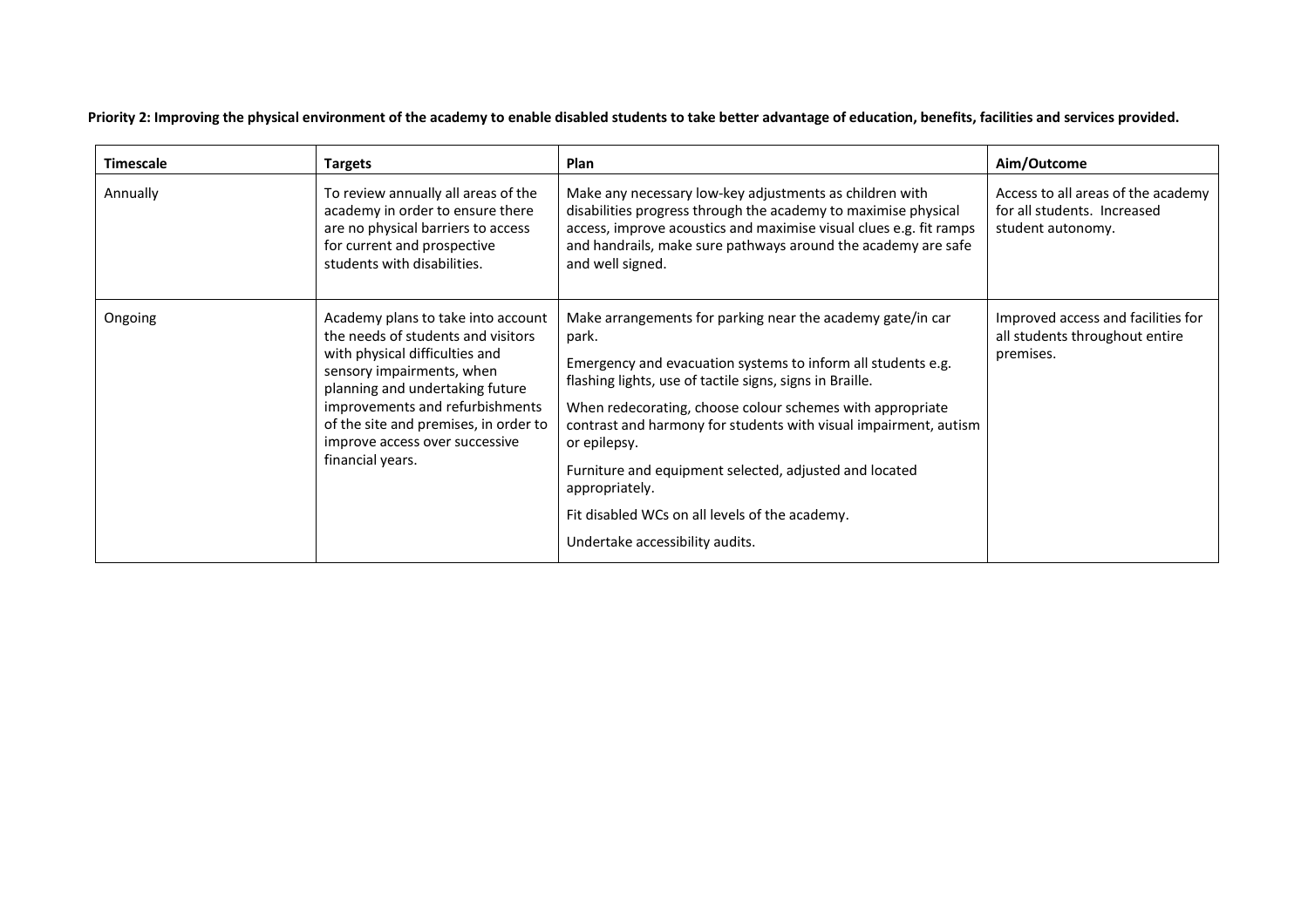**Priority 2: Improving the physical environment of the academy to enable disabled students to take better advantage of education, benefits, facilities and services provided.**

| Timescale | Targets | Plan | Aim/Outcome |
|---|---|---|---|
| Annually | To review annually all areas of the academy in order to ensure there are no physical barriers to access for current and prospective students with disabilities. | Make any necessary low-key adjustments as children with disabilities progress through the academy to maximise physical access, improve acoustics and maximise visual clues e.g. fit ramps and handrails, make sure pathways around the academy are safe and well signed. | Access to all areas of the academy for all students. Increased student autonomy. |
| Ongoing | Academy plans to take into account the needs of students and visitors with physical difficulties and sensory impairments, when planning and undertaking future improvements and refurbishments of the site and premises, in order to improve access over successive financial years. | Make arrangements for parking near the academy gate/in car park.<br><br>Emergency and evacuation systems to inform all students e.g. flashing lights, use of tactile signs, signs in Braille.<br><br>When redecorating, choose colour schemes with appropriate contrast and harmony for students with visual impairment, autism or epilepsy.<br><br>Furniture and equipment selected, adjusted and located appropriately.<br><br>Fit disabled WCs on all levels of the academy.<br><br>Undertake accessibility audits. | Improved access and facilities for all students throughout entire premises. |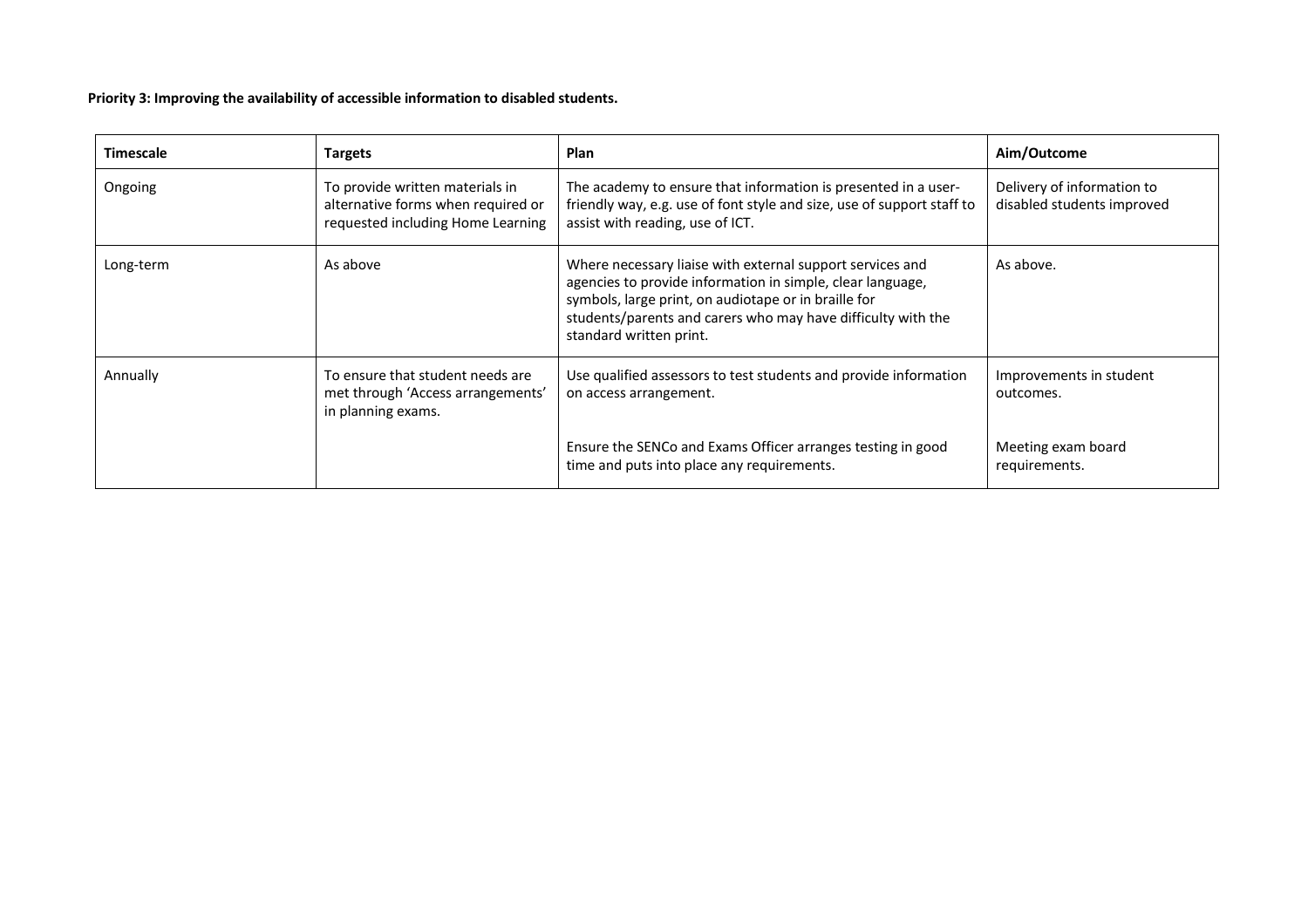**Priority 3: Improving the availability of accessible information to disabled students.**

| Timescale | Targets | Plan | Aim/Outcome |
|---|---|---|---|
| Ongoing | To provide written materials in alternative forms when required or requested including Home Learning | The academy to ensure that information is presented in a user-friendly way, e.g. use of font style and size, use of support staff to assist with reading, use of ICT. | Delivery of information to disabled students improved |
| Long-term | As above | Where necessary liaise with external support services and agencies to provide information in simple, clear language, symbols, large print, on audiotape or in braille for students/parents and carers who may have difficulty with the standard written print. | As above. |
| Annually | To ensure that student needs are met through 'Access arrangements' in planning exams. | Use qualified assessors to test students and provide information on access arrangement. | Improvements in student outcomes. |
| | | Ensure the SENCo and Exams Officer arranges testing in good time and puts into place any requirements. | Meeting exam board requirements. |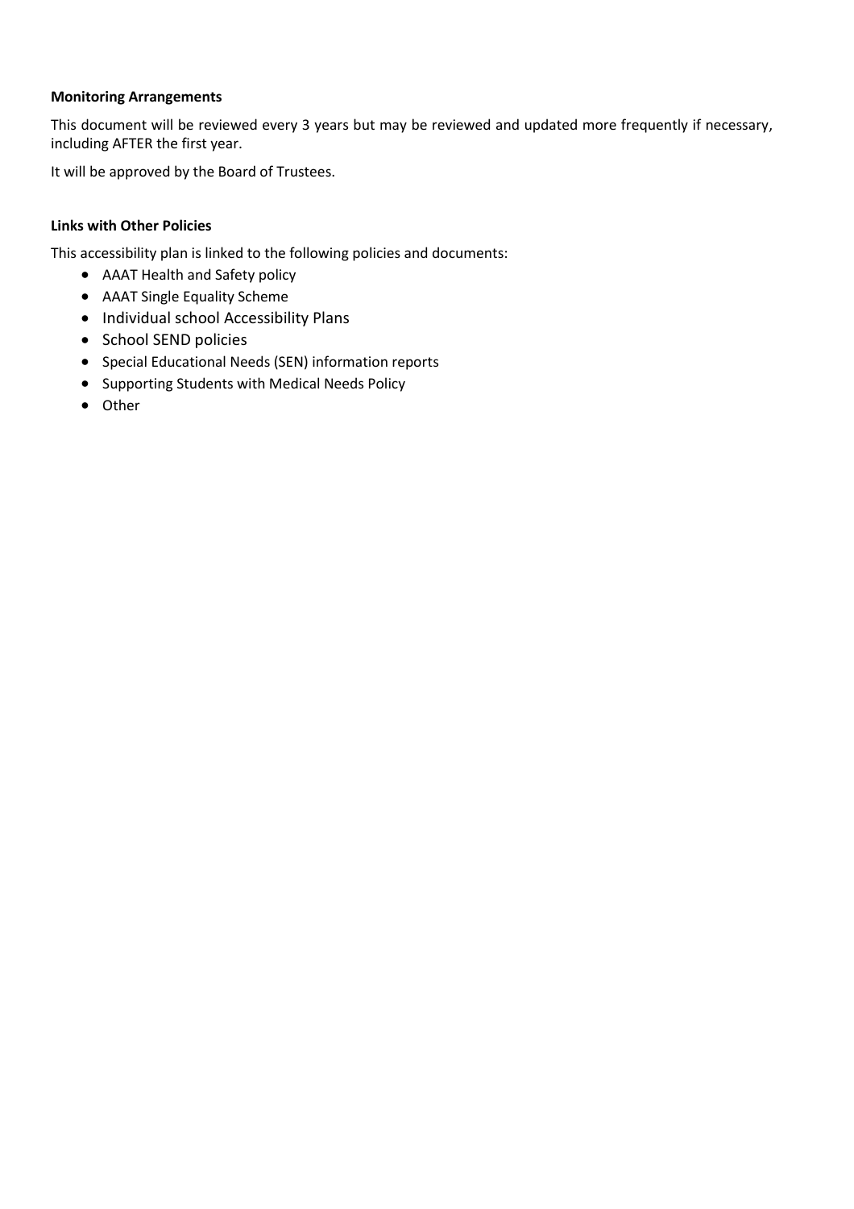**Monitoring Arrangements**

This document will be reviewed every 3 years but may be reviewed and updated more frequently if necessary, including AFTER the first year.

It will be approved by the Board of Trustees.

**Links with Other Policies**

This accessibility plan is linked to the following policies and documents:

- AAAT Health and Safety policy
- AAAT Single Equality Scheme
- Individual school Accessibility Plans
- School SEND policies
- Special Educational Needs (SEN) information reports
- Supporting Students with Medical Needs Policy
- Other